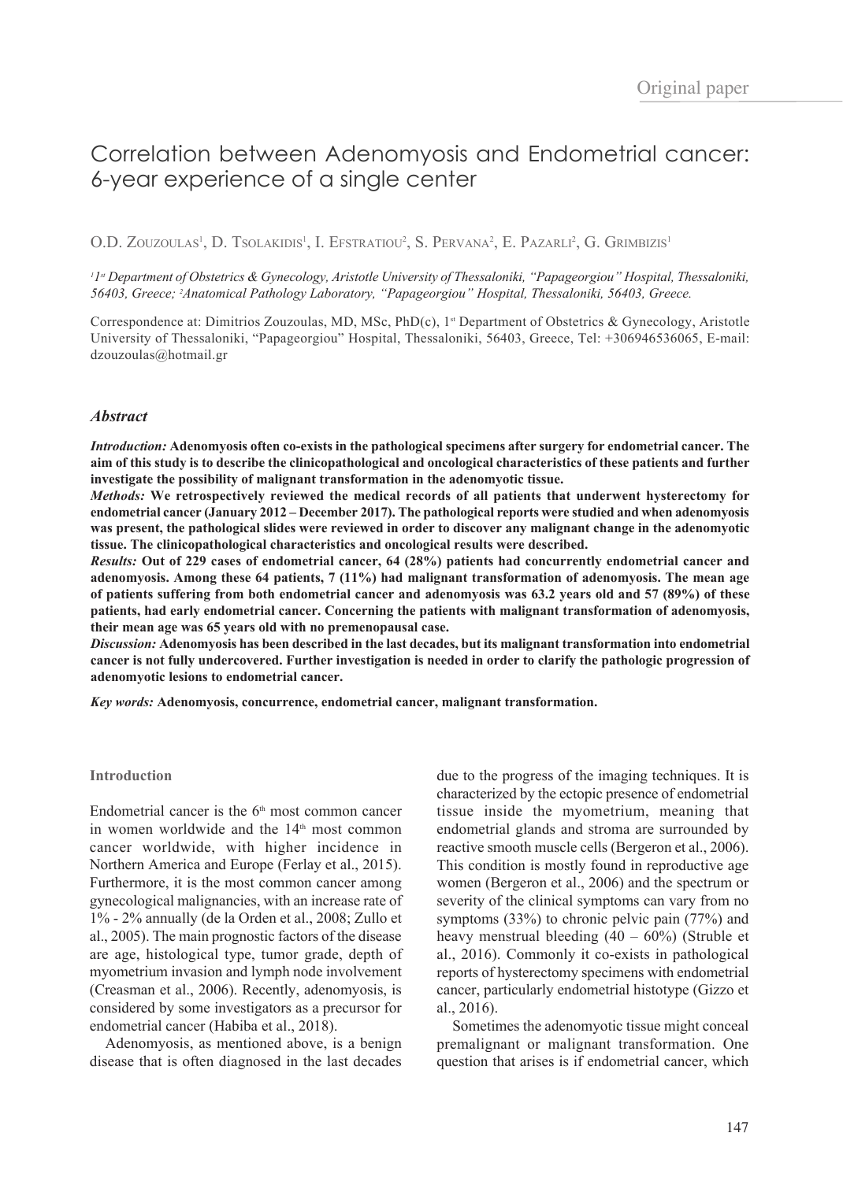Original paper

# Correlation between Adenomyosis and Endometrial cancer: 6-year experience of a single center

O.D. Zouzoulas[1], D. Tsolakidis[1], I. Efstratiou[2], S. Pervana[2], E. Pazarli[2], G. Grimbizis[1]

*[1]1st Department of Obstetrics & Gynecology, Aristotle University of Thessaloniki, "Papageorgiou" Hospital, Thessaloniki, 56403, Greece; [2]Anatomical Pathology Laboratory, "Papageorgiou" Hospital, Thessaloniki, 56403, Greece.*

Correspondence at: Dimitrios Zouzoulas, MD, MSc, PhD(c), 1st Department of Obstetrics & Gynecology, Aristotle University of Thessaloniki, "Papageorgiou" Hospital, Thessaloniki, 56403, Greece, Tel: +306946536065, E-mail: dzouzoulas@hotmail.gr

## *Abstract*

***Introduction:*** **Adenomyosis often co-exists in the pathological specimens after surgery for endometrial cancer. The aim of this study is to describe the clinicopathological and oncological characteristics of these patients and further investigate the possibility of malignant transformation in the adenomyotic tissue.**

***Methods:*** **We retrospectively reviewed the medical records of all patients that underwent hysterectomy for endometrial cancer (January 2012 – December 2017). The pathological reports were studied and when adenomyosis was present, the pathological slides were reviewed in order to discover any malignant change in the adenomyotic tissue. The clinicopathological characteristics and oncological results were described.**

***Results:*** **Out of 229 cases of endometrial cancer, 64 (28%) patients had concurrently endometrial cancer and adenomyosis. Among these 64 patients, 7 (11%) had malignant transformation of adenomyosis. The mean age of patients suffering from both endometrial cancer and adenomyosis was 63.2 years old and 57 (89%) of these patients, had early endometrial cancer. Concerning the patients with malignant transformation of adenomyosis, their mean age was 65 years old with no premenopausal case.**

***Discussion:*** **Adenomyosis has been described in the last decades, but its malignant transformation into endometrial cancer is not fully undercovered. Further investigation is needed in order to clarify the pathologic progression of adenomyotic lesions to endometrial cancer.**

***Key words:*** **Adenomyosis, concurrence, endometrial cancer, malignant transformation.**

### Introduction

Endometrial cancer is the 6th most common cancer in women worldwide and the 14th most common cancer worldwide, with higher incidence in Northern America and Europe (Ferlay et al., 2015). Furthermore, it is the most common cancer among gynecological malignancies, with an increase rate of 1% - 2% annually (de la Orden et al., 2008; Zullo et al., 2005). The main prognostic factors of the disease are age, histological type, tumor grade, depth of myometrium invasion and lymph node involvement (Creasman et al., 2006). Recently, adenomyosis, is considered by some investigators as a precursor for endometrial cancer (Habiba et al., 2018).

Adenomyosis, as mentioned above, is a benign disease that is often diagnosed in the last decades due to the progress of the imaging techniques. It is characterized by the ectopic presence of endometrial tissue inside the myometrium, meaning that endometrial glands and stroma are surrounded by reactive smooth muscle cells (Bergeron et al., 2006). This condition is mostly found in reproductive age women (Bergeron et al., 2006) and the spectrum or severity of the clinical symptoms can vary from no symptoms (33%) to chronic pelvic pain (77%) and heavy menstrual bleeding (40 – 60%) (Struble et al., 2016). Commonly it co-exists in pathological reports of hysterectomy specimens with endometrial cancer, particularly endometrial histotype (Gizzo et al., 2016).

Sometimes the adenomyotic tissue might conceal premalignant or malignant transformation. One question that arises is if endometrial cancer, which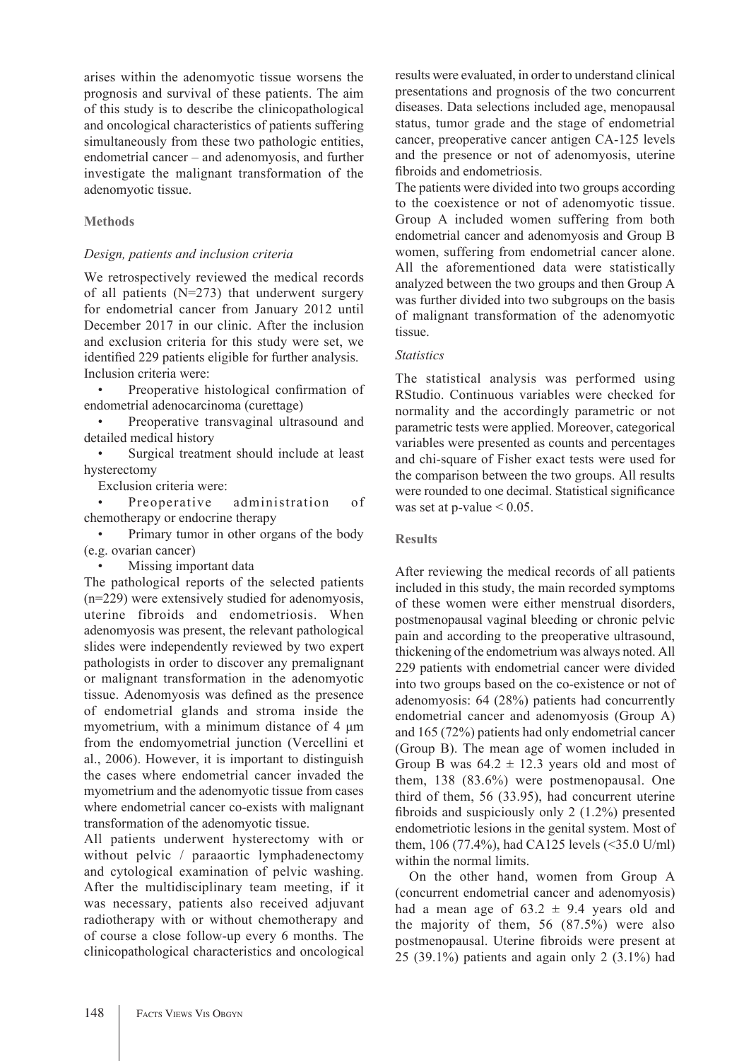arises within the adenomyotic tissue worsens the prognosis and survival of these patients. The aim of this study is to describe the clinicopathological and oncological characteristics of patients suffering simultaneously from these two pathologic entities, endometrial cancer – and adenomyosis, and further investigate the malignant transformation of the adenomyotic tissue.

## Methods

### *Design, patients and inclusion criteria*

We retrospectively reviewed the medical records of all patients (N=273) that underwent surgery for endometrial cancer from January 2012 until December 2017 in our clinic. After the inclusion and exclusion criteria for this study were set, we identified 229 patients eligible for further analysis.

Inclusion criteria were:

- Preoperative histological confirmation of endometrial adenocarcinoma (curettage)
- Preoperative transvaginal ultrasound and detailed medical history
- Surgical treatment should include at least hysterectomy

Exclusion criteria were:

- Preoperative administration of chemotherapy or endocrine therapy
- Primary tumor in other organs of the body (e.g. ovarian cancer)
- Missing important data

The pathological reports of the selected patients (n=229) were extensively studied for adenomyosis, uterine fibroids and endometriosis. When adenomyosis was present, the relevant pathological slides were independently reviewed by two expert pathologists in order to discover any premalignant or malignant transformation in the adenomyotic tissue. Adenomyosis was defined as the presence of endometrial glands and stroma inside the myometrium, with a minimum distance of 4 μm from the endomyometrial junction (Vercellini et al., 2006). However, it is important to distinguish the cases where endometrial cancer invaded the myometrium and the adenomyotic tissue from cases where endometrial cancer co-exists with malignant transformation of the adenomyotic tissue.

All patients underwent hysterectomy with or without pelvic / paraaortic lymphadenectomy and cytological examination of pelvic washing. After the multidisciplinary team meeting, if it was necessary, patients also received adjuvant radiotherapy with or without chemotherapy and of course a close follow-up every 6 months. The clinicopathological characteristics and oncological results were evaluated, in order to understand clinical presentations and prognosis of the two concurrent diseases. Data selections included age, menopausal status, tumor grade and the stage of endometrial cancer, preoperative cancer antigen CA-125 levels and the presence or not of adenomyosis, uterine fibroids and endometriosis.

The patients were divided into two groups according to the coexistence or not of adenomyotic tissue. Group A included women suffering from both endometrial cancer and adenomyosis and Group B women, suffering from endometrial cancer alone. All the aforementioned data were statistically analyzed between the two groups and then Group A was further divided into two subgroups on the basis of malignant transformation of the adenomyotic tissue.

### *Statistics*

The statistical analysis was performed using RStudio. Continuous variables were checked for normality and the accordingly parametric or not parametric tests were applied. Moreover, categorical variables were presented as counts and percentages and chi-square of Fisher exact tests were used for the comparison between the two groups. All results were rounded to one decimal. Statistical significance was set at p-value < 0.05.

## Results

After reviewing the medical records of all patients included in this study, the main recorded symptoms of these women were either menstrual disorders, postmenopausal vaginal bleeding or chronic pelvic pain and according to the preoperative ultrasound, thickening of the endometrium was always noted. All 229 patients with endometrial cancer were divided into two groups based on the co-existence or not of adenomyosis: 64 (28%) patients had concurrently endometrial cancer and adenomyosis (Group A) and 165 (72%) patients had only endometrial cancer (Group B). The mean age of women included in Group B was 64.2 ± 12.3 years old and most of them, 138 (83.6%) were postmenopausal. One third of them, 56 (33.95), had concurrent uterine fibroids and suspiciously only 2 (1.2%) presented endometriotic lesions in the genital system. Most of them, 106 (77.4%), had CA125 levels (<35.0 U/ml) within the normal limits.

On the other hand, women from Group A (concurrent endometrial cancer and adenomyosis) had a mean age of 63.2 ± 9.4 years old and the majority of them, 56 (87.5%) were also postmenopausal. Uterine fibroids were present at 25 (39.1%) patients and again only 2 (3.1%) had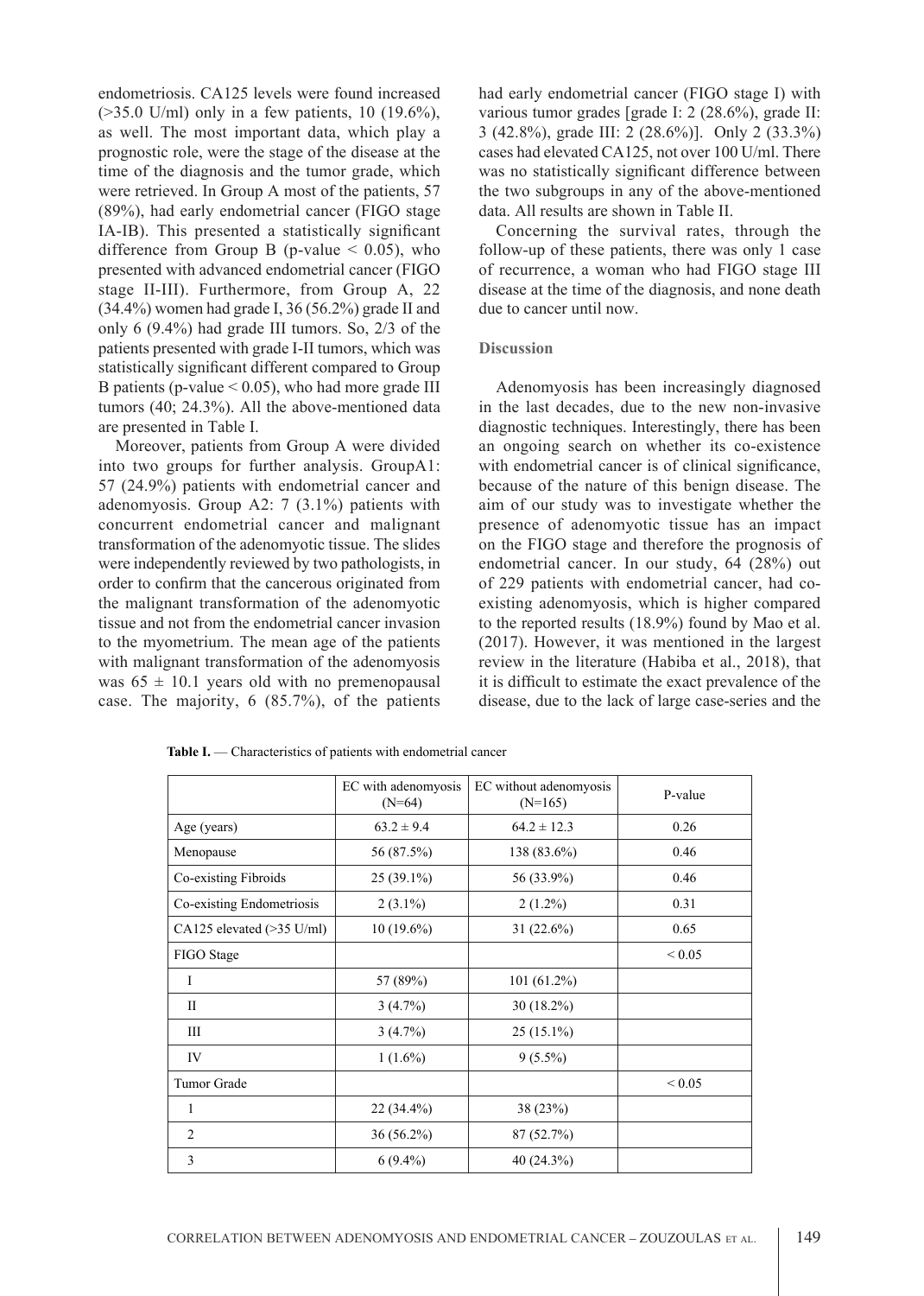endometriosis. CA125 levels were found increased (>35.0 U/ml) only in a few patients, 10 (19.6%), as well. The most important data, which play a prognostic role, were the stage of the disease at the time of the diagnosis and the tumor grade, which were retrieved. In Group A most of the patients, 57 (89%), had early endometrial cancer (FIGO stage IA-IB). This presented a statistically significant difference from Group B ($p$-value $< 0.05$), who presented with advanced endometrial cancer (FIGO stage II-III). Furthermore, from Group A, 22 (34.4%) women had grade I, 36 (56.2%) grade II and only 6 (9.4%) had grade III tumors. So, 2/3 of the patients presented with grade I-II tumors, which was statistically significant different compared to Group B patients ($p$-value $< 0.05$), who had more grade III tumors (40; 24.3%). All the above-mentioned data are presented in Table I.

Moreover, patients from Group A were divided into two groups for further analysis. GroupA1: 57 (24.9%) patients with endometrial cancer and adenomyosis. Group A2: 7 (3.1%) patients with concurrent endometrial cancer and malignant transformation of the adenomyotic tissue. The slides were independently reviewed by two pathologists, in order to confirm that the cancerous originated from the malignant transformation of the adenomyotic tissue and not from the endometrial cancer invasion to the myometrium. The mean age of the patients with malignant transformation of the adenomyosis was $65 \pm 10.1$ years old with no premenopausal case. The majority, 6 (85.7%), of the patients had early endometrial cancer (FIGO stage I) with various tumor grades [grade I: 2 (28.6%), grade II: 3 (42.8%), grade III: 2 (28.6%)]. Only 2 (33.3%) cases had elevated CA125, not over 100 U/ml. There was no statistically significant difference between the two subgroups in any of the above-mentioned data. All results are shown in Table II.

Concerning the survival rates, through the follow-up of these patients, there was only 1 case of recurrence, a woman who had FIGO stage III disease at the time of the diagnosis, and none death due to cancer until now.

## Discussion

Adenomyosis has been increasingly diagnosed in the last decades, due to the new non-invasive diagnostic techniques. Interestingly, there has been an ongoing search on whether its co-existence with endometrial cancer is of clinical significance, because of the nature of this benign disease. The aim of our study was to investigate whether the presence of adenomyotic tissue has an impact on the FIGO stage and therefore the prognosis of endometrial cancer. In our study, 64 (28%) out of 229 patients with endometrial cancer, had co-existing adenomyosis, which is higher compared to the reported results (18.9%) found by Mao et al. (2017). However, it was mentioned in the largest review in the literature (Habiba et al., 2018), that it is difficult to estimate the exact prevalence of the disease, due to the lack of large case-series and the

**Table I.** — Characteristics of patients with endometrial cancer

| | EC with adenomyosis (N=64) | EC without adenomyosis (N=165) | P-value |
|---|---|---|---|
| Age (years) | $63.2 \pm 9.4$ | $64.2 \pm 12.3$ | 0.26 |
| Menopause | 56 (87.5%) | 138 (83.6%) | 0.46 |
| Co-existing Fibroids | 25 (39.1%) | 56 (33.9%) | 0.46 |
| Co-existing Endometriosis | 2 (3.1%) | 2 (1.2%) | 0.31 |
| CA125 elevated (>35 U/ml) | 10 (19.6%) | 31 (22.6%) | 0.65 |
| FIGO Stage | | | < 0.05 |
| I | 57 (89%) | 101 (61.2%) | |
| II | 3 (4.7%) | 30 (18.2%) | |
| III | 3 (4.7%) | 25 (15.1%) | |
| IV | 1 (1.6%) | 9 (5.5%) | |
| Tumor Grade | | | < 0.05 |
| 1 | 22 (34.4%) | 38 (23%) | |
| 2 | 36 (56.2%) | 87 (52.7%) | |
| 3 | 6 (9.4%) | 40 (24.3%) | |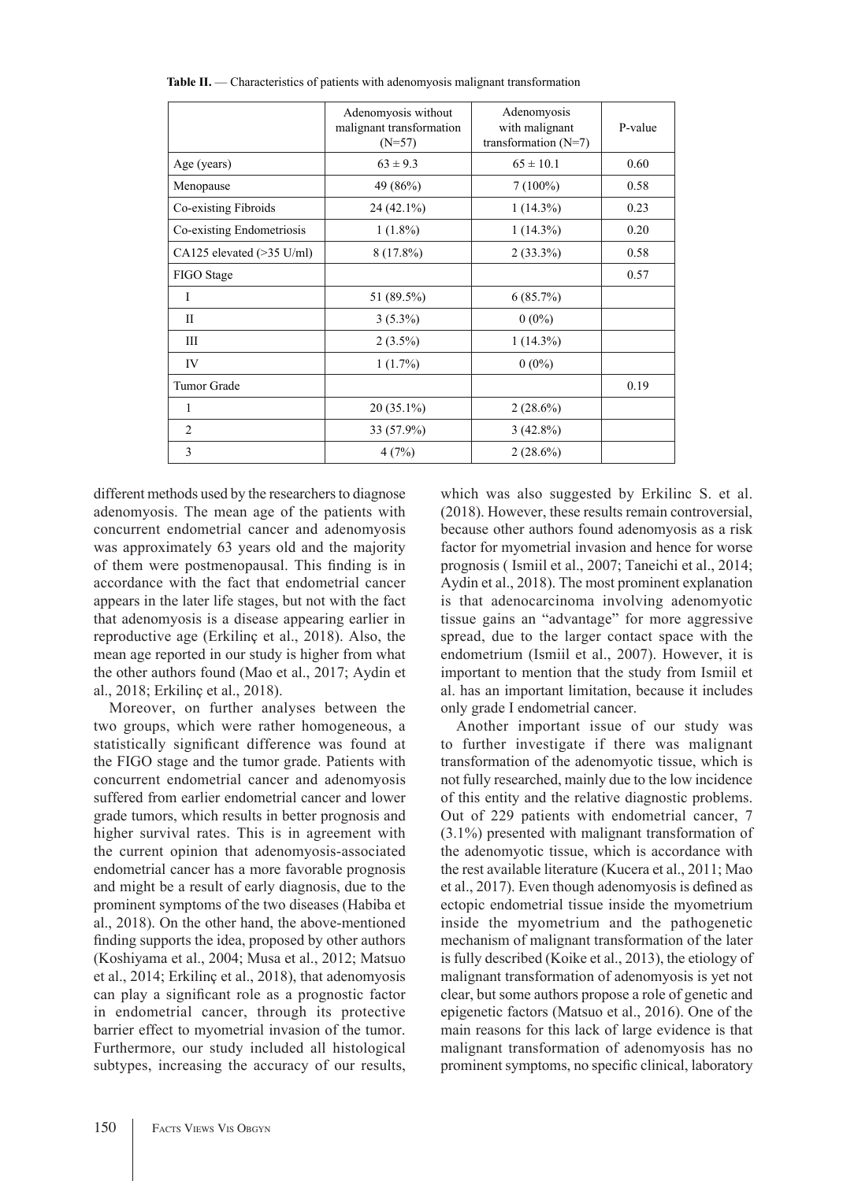**Table II.** — Characteristics of patients with adenomyosis malignant transformation

| | Adenomyosis without malignant transformation (N=57) | Adenomyosis with malignant transformation (N=7) | P-value |
|---|---|---|---|
| Age (years) | 63 ± 9.3 | 65 ± 10.1 | 0.60 |
| Menopause | 49 (86%) | 7 (100%) | 0.58 |
| Co-existing Fibroids | 24 (42.1%) | 1 (14.3%) | 0.23 |
| Co-existing Endometriosis | 1 (1.8%) | 1 (14.3%) | 0.20 |
| CA125 elevated (>35 U/ml) | 8 (17.8%) | 2 (33.3%) | 0.58 |
| FIGO Stage | | | 0.57 |
| I | 51 (89.5%) | 6 (85.7%) | |
| II | 3 (5.3%) | 0 (0%) | |
| III | 2 (3.5%) | 1 (14.3%) | |
| IV | 1 (1.7%) | 0 (0%) | |
| Tumor Grade | | | 0.19 |
| 1 | 20 (35.1%) | 2 (28.6%) | |
| 2 | 33 (57.9%) | 3 (42.8%) | |
| 3 | 4 (7%) | 2 (28.6%) | |

different methods used by the researchers to diagnose adenomyosis. The mean age of the patients with concurrent endometrial cancer and adenomyosis was approximately 63 years old and the majority of them were postmenopausal. This finding is in accordance with the fact that endometrial cancer appears in the later life stages, but not with the fact that adenomyosis is a disease appearing earlier in reproductive age (Erkilinç et al., 2018). Also, the mean age reported in our study is higher from what the other authors found (Mao et al., 2017; Aydin et al., 2018; Erkilinç et al., 2018).

Moreover, on further analyses between the two groups, which were rather homogeneous, a statistically significant difference was found at the FIGO stage and the tumor grade. Patients with concurrent endometrial cancer and adenomyosis suffered from earlier endometrial cancer and lower grade tumors, which results in better prognosis and higher survival rates. This is in agreement with the current opinion that adenomyosis-associated endometrial cancer has a more favorable prognosis and might be a result of early diagnosis, due to the prominent symptoms of the two diseases (Habiba et al., 2018). On the other hand, the above-mentioned finding supports the idea, proposed by other authors (Koshiyama et al., 2004; Musa et al., 2012; Matsuo et al., 2014; Erkilinç et al., 2018), that adenomyosis can play a significant role as a prognostic factor in endometrial cancer, through its protective barrier effect to myometrial invasion of the tumor. Furthermore, our study included all histological subtypes, increasing the accuracy of our results, which was also suggested by Erkilinc S. et al. (2018). However, these results remain controversial, because other authors found adenomyosis as a risk factor for myometrial invasion and hence for worse prognosis ( Ismiil et al., 2007; Taneichi et al., 2014; Aydin et al., 2018). The most prominent explanation is that adenocarcinoma involving adenomyotic tissue gains an "advantage" for more aggressive spread, due to the larger contact space with the endometrium (Ismiil et al., 2007). However, it is important to mention that the study from Ismiil et al. has an important limitation, because it includes only grade I endometrial cancer.

Another important issue of our study was to further investigate if there was malignant transformation of the adenomyotic tissue, which is not fully researched, mainly due to the low incidence of this entity and the relative diagnostic problems. Out of 229 patients with endometrial cancer, 7 (3.1%) presented with malignant transformation of the adenomyotic tissue, which is accordance with the rest available literature (Kucera et al., 2011; Mao et al., 2017). Even though adenomyosis is defined as ectopic endometrial tissue inside the myometrium inside the myometrium and the pathogenetic mechanism of malignant transformation of the later is fully described (Koike et al., 2013), the etiology of malignant transformation of adenomyosis is yet not clear, but some authors propose a role of genetic and epigenetic factors (Matsuo et al., 2016). One of the main reasons for this lack of large evidence is that malignant transformation of adenomyosis has no prominent symptoms, no specific clinical, laboratory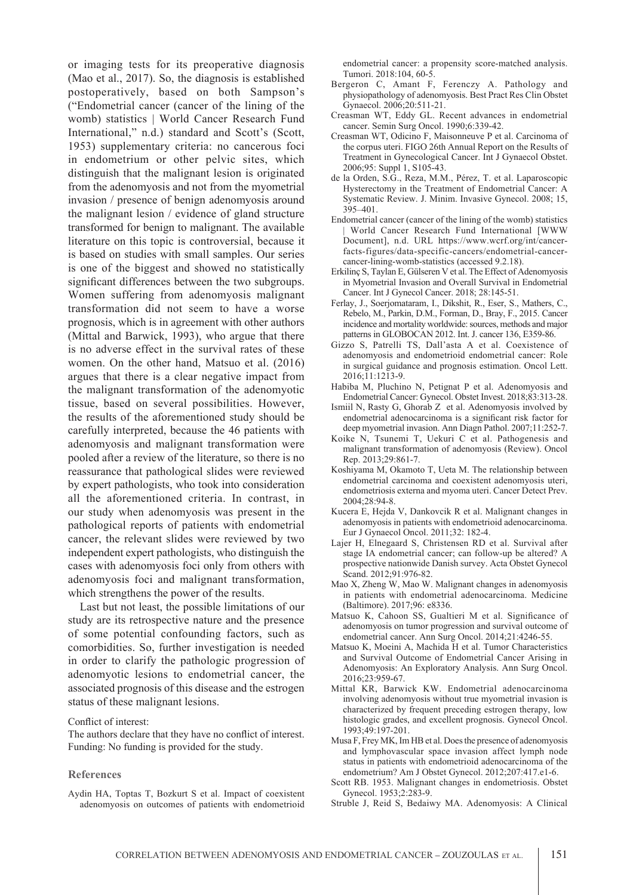or imaging tests for its preoperative diagnosis (Mao et al., 2017). So, the diagnosis is established postoperatively, based on both Sampson's ("Endometrial cancer (cancer of the lining of the womb) statistics | World Cancer Research Fund International," n.d.) standard and Scott's (Scott, 1953) supplementary criteria: no cancerous foci in endometrium or other pelvic sites, which distinguish that the malignant lesion is originated from the adenomyosis and not from the myometrial invasion / presence of benign adenomyosis around the malignant lesion / evidence of gland structure transformed for benign to malignant. The available literature on this topic is controversial, because it is based on studies with small samples. Our series is one of the biggest and showed no statistically significant differences between the two subgroups. Women suffering from adenomyosis malignant transformation did not seem to have a worse prognosis, which is in agreement with other authors (Mittal and Barwick, 1993), who argue that there is no adverse effect in the survival rates of these women. On the other hand, Matsuo et al. (2016) argues that there is a clear negative impact from the malignant transformation of the adenomyotic tissue, based on several possibilities. However, the results of the aforementioned study should be carefully interpreted, because the 46 patients with adenomyosis and malignant transformation were pooled after a review of the literature, so there is no reassurance that pathological slides were reviewed by expert pathologists, who took into consideration all the aforementioned criteria. In contrast, in our study when adenomyosis was present in the pathological reports of patients with endometrial cancer, the relevant slides were reviewed by two independent expert pathologists, who distinguish the cases with adenomyosis foci only from others with adenomyosis foci and malignant transformation, which strengthens the power of the results.

Last but not least, the possible limitations of our study are its retrospective nature and the presence of some potential confounding factors, such as comorbidities. So, further investigation is needed in order to clarify the pathologic progression of adenomyotic lesions to endometrial cancer, the associated prognosis of this disease and the estrogen status of these malignant lesions.

Conflict of interest:
The authors declare that they have no conflict of interest.
Funding: No funding is provided for the study.

## References

Aydin HA, Toptas T, Bozkurt S et al. Impact of coexistent adenomyosis on outcomes of patients with endometrioid endometrial cancer: a propensity score-matched analysis. Tumori. 2018:104, 60-5.

Bergeron C, Amant F, Ferenczy A. Pathology and physiopathology of adenomyosis. Best Pract Res Clin Obstet Gynaecol. 2006;20:511-21.

Creasman WT, Eddy GL. Recent advances in endometrial cancer. Semin Surg Oncol. 1990;6:339-42.

Creasman WT, Odicino F, Maisonneuve P et al. Carcinoma of the corpus uteri. FIGO 26th Annual Report on the Results of Treatment in Gynecological Cancer. Int J Gynaecol Obstet. 2006;95: Suppl 1, S105-43.

de la Orden, S.G., Reza, M.M., Pérez, T. et al. Laparoscopic Hysterectomy in the Treatment of Endometrial Cancer: A Systematic Review. J. Minim. Invasive Gynecol. 2008; 15, 395–401.

Endometrial cancer (cancer of the lining of the womb) statistics | World Cancer Research Fund International [WWW Document], n.d. URL https://www.wcrf.org/int/cancer-facts-figures/data-specific-cancers/endometrial-cancer-cancer-lining-womb-statistics (accessed 9.2.18).

Erkilinç S, Taylan E, Gülseren V et al. The Effect of Adenomyosis in Myometrial Invasion and Overall Survival in Endometrial Cancer. Int J Gynecol Cancer. 2018; 28:145-51.

Ferlay, J., Soerjomataram, I., Dikshit, R., Eser, S., Mathers, C., Rebelo, M., Parkin, D.M., Forman, D., Bray, F., 2015. Cancer incidence and mortality worldwide: sources, methods and major patterns in GLOBOCAN 2012. Int. J. cancer 136, E359-86.

Gizzo S, Patrelli TS, Dall'asta A et al. Coexistence of adenomyosis and endometrioid endometrial cancer: Role in surgical guidance and prognosis estimation. Oncol Lett. 2016;11:1213-9.

Habiba M, Pluchino N, Petignat P et al. Adenomyosis and Endometrial Cancer: Gynecol. Obstet Invest. 2018;83:313-28.

Ismiil N, Rasty G, Ghorab Z et al. Adenomyosis involved by endometrial adenocarcinoma is a significant risk factor for deep myometrial invasion. Ann Diagn Pathol. 2007;11:252-7.

Koike N, Tsunemi T, Uekuri C et al. Pathogenesis and malignant transformation of adenomyosis (Review). Oncol Rep. 2013;29:861-7.

Koshiyama M, Okamoto T, Ueta M. The relationship between endometrial carcinoma and coexistent adenomyosis uteri, endometriosis externa and myoma uteri. Cancer Detect Prev. 2004;28:94-8.

Kucera E, Hejda V, Dankovcik R et al. Malignant changes in adenomyosis in patients with endometrioid adenocarcinoma. Eur J Gynaecol Oncol. 2011;32: 182-4.

Lajer H, Elnegaard S, Christensen RD et al. Survival after stage IA endometrial cancer; can follow-up be altered? A prospective nationwide Danish survey. Acta Obstet Gynecol Scand. 2012;91:976-82.

Mao X, Zheng W, Mao W. Malignant changes in adenomyosis in patients with endometrial adenocarcinoma. Medicine (Baltimore). 2017;96: e8336.

Matsuo K, Cahoon SS, Gualtieri M et al. Significance of adenomyosis on tumor progression and survival outcome of endometrial cancer. Ann Surg Oncol. 2014;21:4246-55.

Matsuo K, Moeini A, Machida H et al. Tumor Characteristics and Survival Outcome of Endometrial Cancer Arising in Adenomyosis: An Exploratory Analysis. Ann Surg Oncol. 2016;23:959-67.

Mittal KR, Barwick KW. Endometrial adenocarcinoma involving adenomyosis without true myometrial invasion is characterized by frequent preceding estrogen therapy, low histologic grades, and excellent prognosis. Gynecol Oncol. 1993;49:197-201.

Musa F, Frey MK, Im HB et al. Does the presence of adenomyosis and lymphovascular space invasion affect lymph node status in patients with endometrioid adenocarcinoma of the endometrium? Am J Obstet Gynecol. 2012;207:417.e1-6.

Scott RB. 1953. Malignant changes in endometriosis. Obstet Gynecol. 1953;2:283-9.

Struble J, Reid S, Bedaiwy MA. Adenomyosis: A Clinical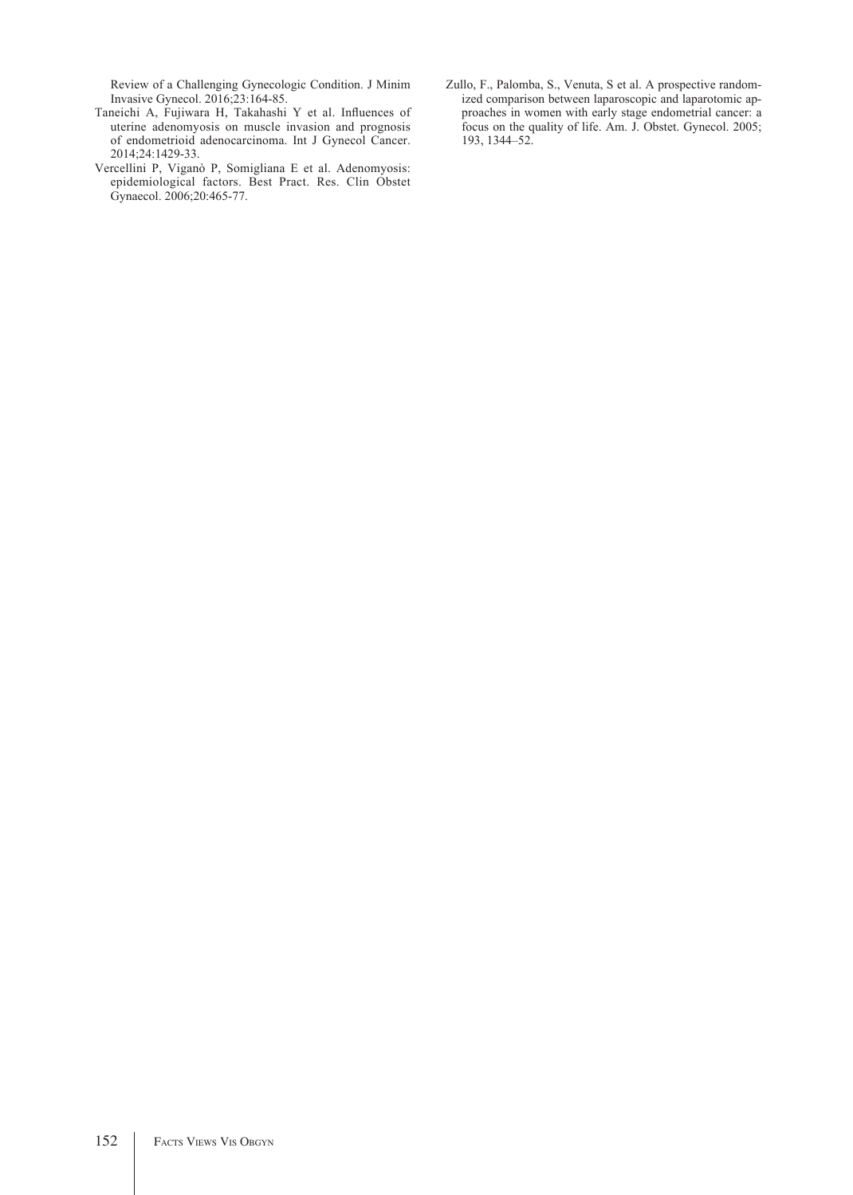Review of a Challenging Gynecologic Condition. J Minim Invasive Gynecol. 2016;23:164-85.

Taneichi A, Fujiwara H, Takahashi Y et al. Influences of uterine adenomyosis on muscle invasion and prognosis of endometrioid adenocarcinoma. Int J Gynecol Cancer. 2014;24:1429-33.

Vercellini P, Viganò P, Somigliana E et al. Adenomyosis: epidemiological factors. Best Pract. Res. Clin Obstet Gynaecol. 2006;20:465-77.

Zullo, F., Palomba, S., Venuta, S et al. A prospective randomized comparison between laparoscopic and laparotomic approaches in women with early stage endometrial cancer: a focus on the quality of life. Am. J. Obstet. Gynecol. 2005; 193, 1344–52.